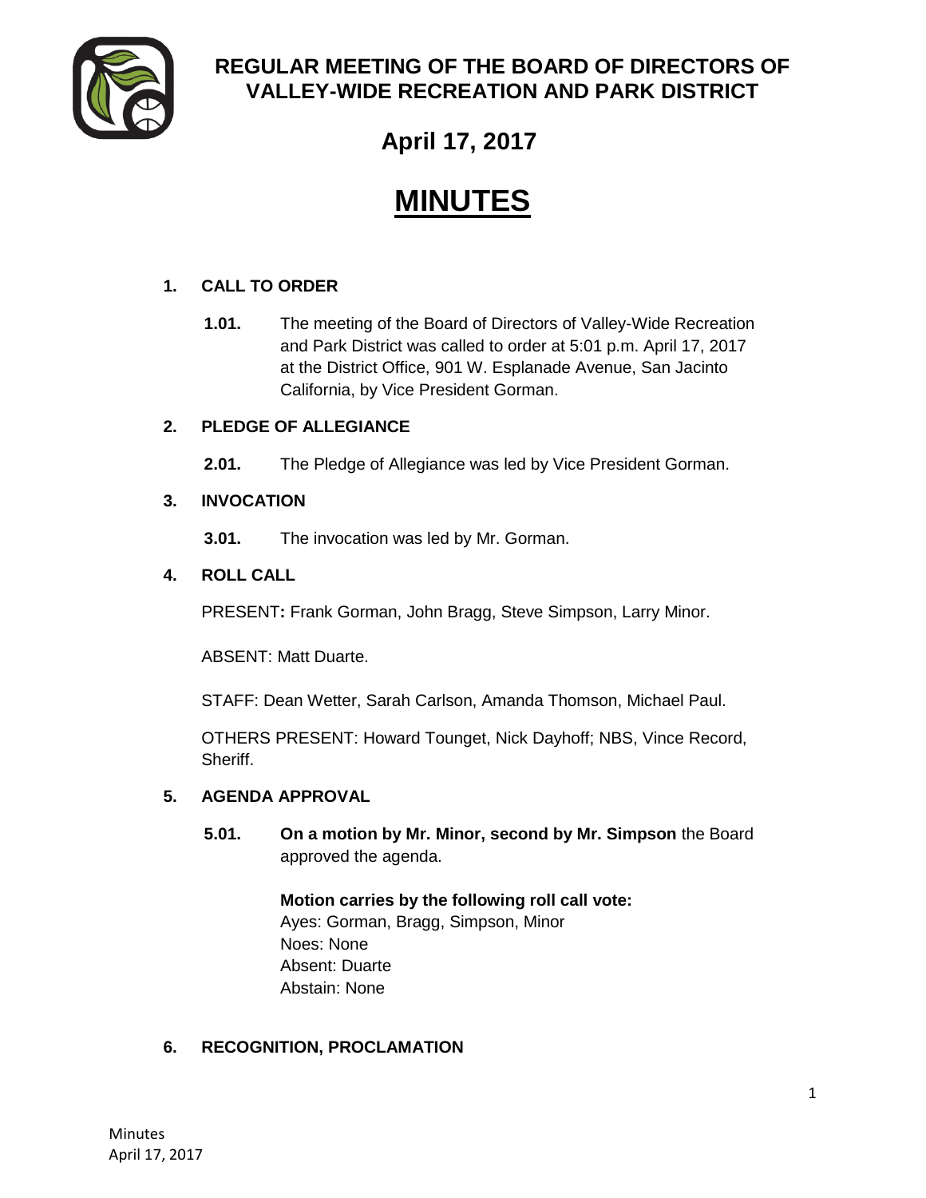# REGULAR MEETING OF THE BOARD OF DIRECTORS OF VALLEY-WIDE RECREATION AND PARK DISTRICT

## April 17, 2017

# MINUTES

**1. CALL TO ORDER**

**1.01.** The meeting of the Board of Directors of Valley-Wide Recreation and Park District was called to order at 5:01 p.m. April 17, 2017 at the District Office, 901 W. Esplanade Avenue, San Jacinto California, by Vice President Gorman.

**2. PLEDGE OF ALLEGIANCE**

**2.01.** The Pledge of Allegiance was led by Vice President Gorman.

**3. INVOCATION**

**3.01.** The invocation was led by Mr. Gorman.

**4. ROLL CALL**

PRESENT**:** Frank Gorman, John Bragg, Steve Simpson, Larry Minor.

ABSENT: Matt Duarte.

STAFF: Dean Wetter, Sarah Carlson, Amanda Thomson, Michael Paul.

OTHERS PRESENT: Howard Tounget, Nick Dayhoff; NBS, Vince Record, Sheriff.

**5. AGENDA APPROVAL**

**5.01.** **On a motion by Mr. Minor, second by Mr. Simpson** the Board approved the agenda.

**Motion carries by the following roll call vote:**
Ayes: Gorman, Bragg, Simpson, Minor
Noes: None
Absent: Duarte
Abstain: None

**6. RECOGNITION, PROCLAMATION**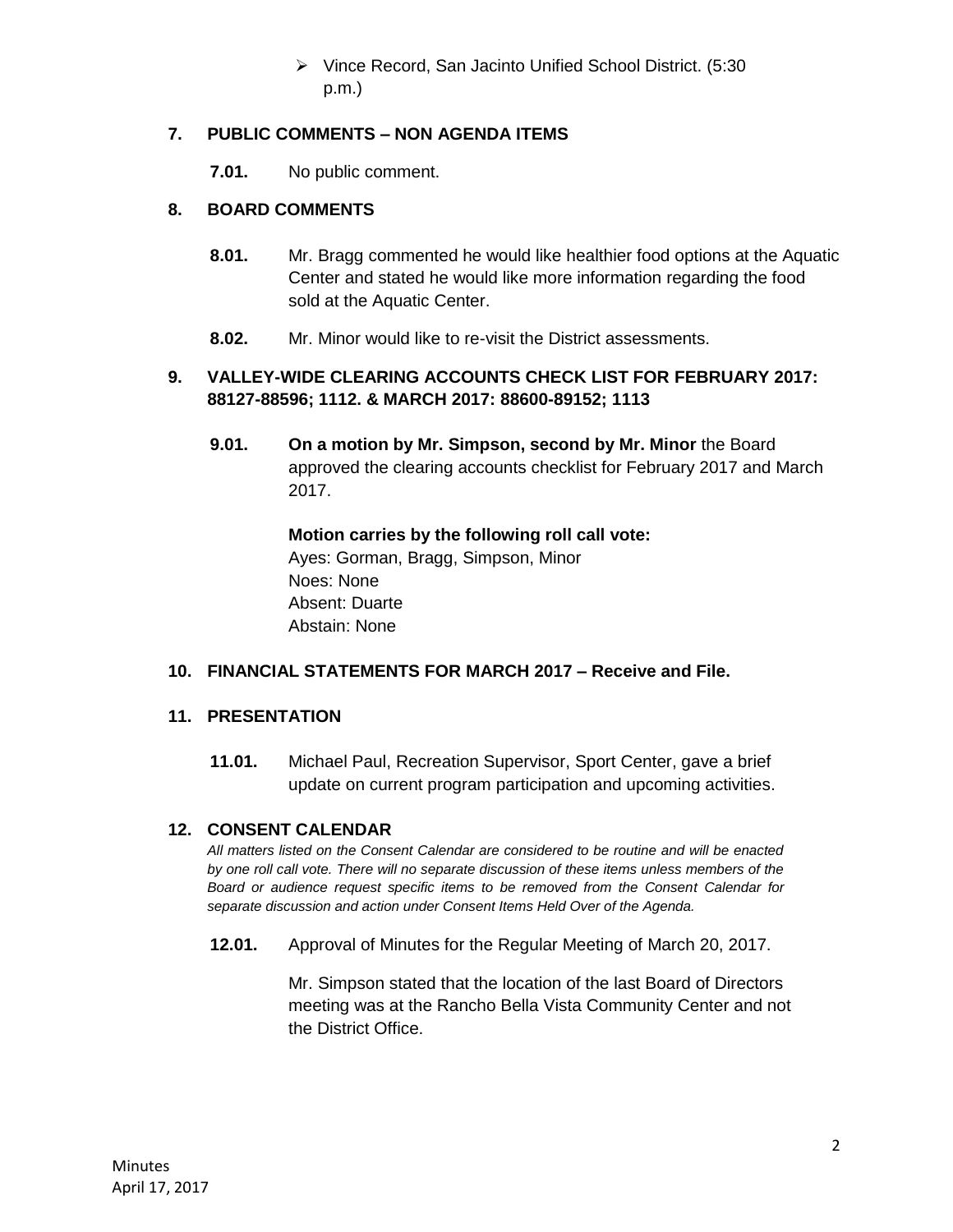- Vince Record, San Jacinto Unified School District. (5:30 p.m.)

## 7. PUBLIC COMMENTS – NON AGENDA ITEMS

**7.01.** No public comment.

## 8. BOARD COMMENTS

**8.01.** Mr. Bragg commented he would like healthier food options at the Aquatic Center and stated he would like more information regarding the food sold at the Aquatic Center.

**8.02.** Mr. Minor would like to re-visit the District assessments.

## 9. VALLEY-WIDE CLEARING ACCOUNTS CHECK LIST FOR FEBRUARY 2017: 88127-88596; 1112. & MARCH 2017: 88600-89152; 1113

**9.01.** **On a motion by Mr. Simpson, second by Mr. Minor** the Board approved the clearing accounts checklist for February 2017 and March 2017.

**Motion carries by the following roll call vote:**
Ayes: Gorman, Bragg, Simpson, Minor
Noes: None
Absent: Duarte
Abstain: None

## 10. FINANCIAL STATEMENTS FOR MARCH 2017 – Receive and File.

## 11. PRESENTATION

**11.01.** Michael Paul, Recreation Supervisor, Sport Center, gave a brief update on current program participation and upcoming activities.

## 12. CONSENT CALENDAR

*All matters listed on the Consent Calendar are considered to be routine and will be enacted by one roll call vote. There will no separate discussion of these items unless members of the Board or audience request specific items to be removed from the Consent Calendar for separate discussion and action under Consent Items Held Over of the Agenda.*

**12.01.** Approval of Minutes for the Regular Meeting of March 20, 2017.

Mr. Simpson stated that the location of the last Board of Directors meeting was at the Rancho Bella Vista Community Center and not the District Office.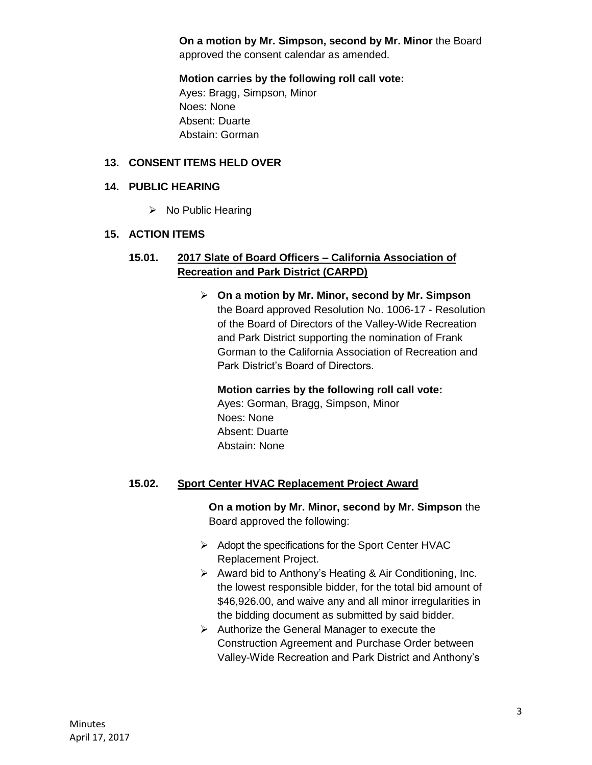**On a motion by Mr. Simpson, second by Mr. Minor** the Board approved the consent calendar as amended.

**Motion carries by the following roll call vote:**
Ayes: Bragg, Simpson, Minor
Noes: None
Absent: Duarte
Abstain: Gorman

## 13. CONSENT ITEMS HELD OVER

## 14. PUBLIC HEARING

- No Public Hearing

## 15. ACTION ITEMS

### 15.01. 2017 Slate of Board Officers – California Association of Recreation and Park District (CARPD)

- **On a motion by Mr. Minor, second by Mr. Simpson** the Board approved Resolution No. 1006-17 - Resolution of the Board of Directors of the Valley-Wide Recreation and Park District supporting the nomination of Frank Gorman to the California Association of Recreation and Park District's Board of Directors.

  **Motion carries by the following roll call vote:**
  Ayes: Gorman, Bragg, Simpson, Minor
  Noes: None
  Absent: Duarte
  Abstain: None

### 15.02. Sport Center HVAC Replacement Project Award

**On a motion by Mr. Minor, second by Mr. Simpson** the Board approved the following:

- Adopt the specifications for the Sport Center HVAC Replacement Project.
- Award bid to Anthony's Heating & Air Conditioning, Inc. the lowest responsible bidder, for the total bid amount of $46,926.00, and waive any and all minor irregularities in the bidding document as submitted by said bidder.
- Authorize the General Manager to execute the Construction Agreement and Purchase Order between Valley-Wide Recreation and Park District and Anthony's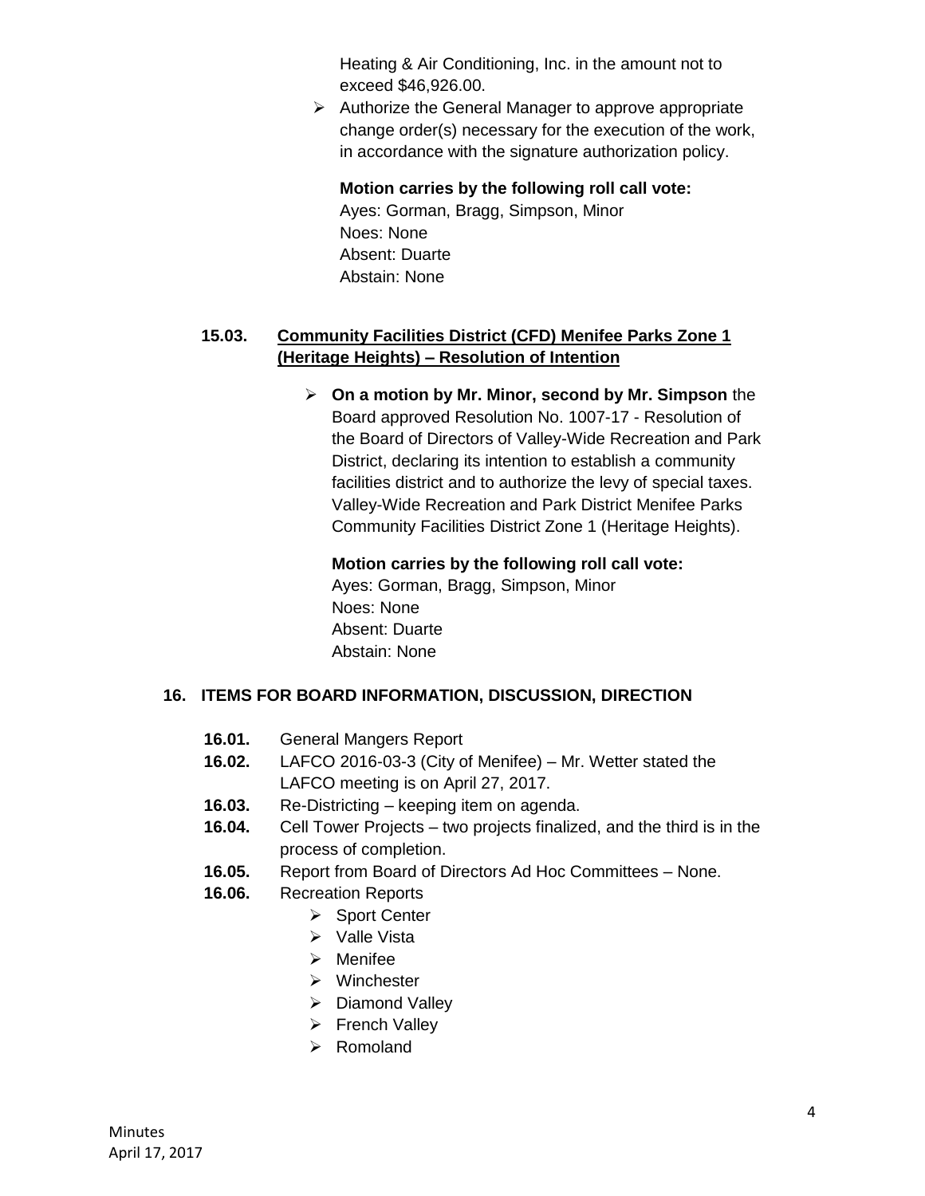Heating & Air Conditioning, Inc. in the amount not to exceed $46,926.00.

- Authorize the General Manager to approve appropriate change order(s) necessary for the execution of the work, in accordance with the signature authorization policy.

**Motion carries by the following roll call vote:**
Ayes: Gorman, Bragg, Simpson, Minor
Noes: None
Absent: Duarte
Abstain: None

**15.03. Community Facilities District (CFD) Menifee Parks Zone 1 (Heritage Heights) – Resolution of Intention**

- **On a motion by Mr. Minor, second by Mr. Simpson** the Board approved Resolution No. 1007-17 - Resolution of the Board of Directors of Valley-Wide Recreation and Park District, declaring its intention to establish a community facilities district and to authorize the levy of special taxes. Valley-Wide Recreation and Park District Menifee Parks Community Facilities District Zone 1 (Heritage Heights).

**Motion carries by the following roll call vote:**
Ayes: Gorman, Bragg, Simpson, Minor
Noes: None
Absent: Duarte
Abstain: None

## 16. ITEMS FOR BOARD INFORMATION, DISCUSSION, DIRECTION

**16.01.** General Mangers Report

**16.02.** LAFCO 2016-03-3 (City of Menifee) – Mr. Wetter stated the LAFCO meeting is on April 27, 2017.

**16.03.** Re-Districting – keeping item on agenda.

**16.04.** Cell Tower Projects – two projects finalized, and the third is in the process of completion.

**16.05.** Report from Board of Directors Ad Hoc Committees – None.

**16.06.** Recreation Reports

- Sport Center
- Valle Vista
- Menifee
- Winchester
- Diamond Valley
- French Valley
- Romoland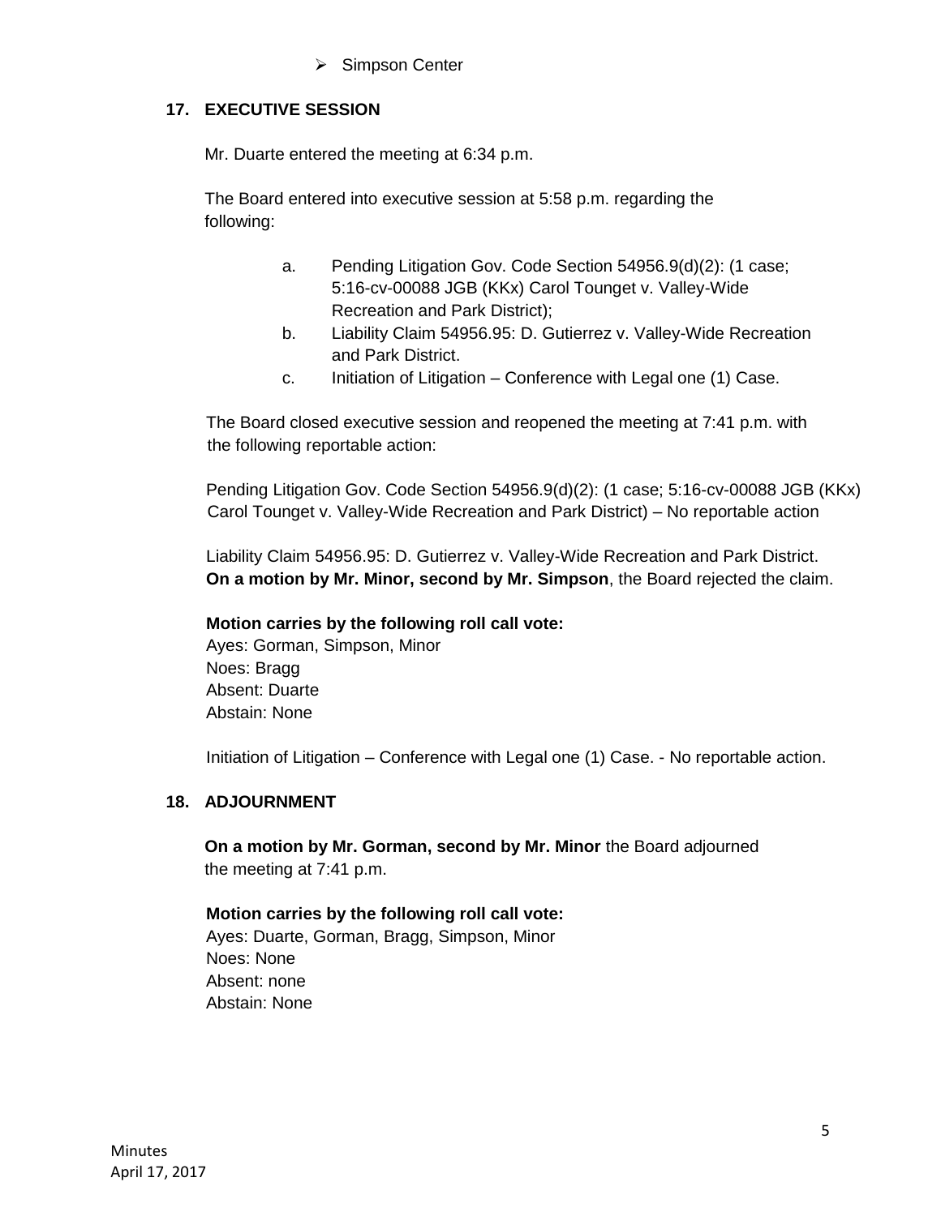- Simpson Center

## 17. EXECUTIVE SESSION

Mr. Duarte entered the meeting at 6:34 p.m.

The Board entered into executive session at 5:58 p.m. regarding the following:

a. Pending Litigation Gov. Code Section 54956.9(d)(2): (1 case; 5:16-cv-00088 JGB (KKx) Carol Tounget v. Valley-Wide Recreation and Park District);

b. Liability Claim 54956.95: D. Gutierrez v. Valley-Wide Recreation and Park District.

c. Initiation of Litigation – Conference with Legal one (1) Case.

The Board closed executive session and reopened the meeting at 7:41 p.m. with the following reportable action:

Pending Litigation Gov. Code Section 54956.9(d)(2): (1 case; 5:16-cv-00088 JGB (KKx) Carol Tounget v. Valley-Wide Recreation and Park District) – No reportable action

Liability Claim 54956.95: D. Gutierrez v. Valley-Wide Recreation and Park District.
**On a motion by Mr. Minor, second by Mr. Simpson**, the Board rejected the claim.

**Motion carries by the following roll call vote:**
Ayes: Gorman, Simpson, Minor
Noes: Bragg
Absent: Duarte
Abstain: None

Initiation of Litigation – Conference with Legal one (1) Case. - No reportable action.

## 18. ADJOURNMENT

**On a motion by Mr. Gorman, second by Mr. Minor** the Board adjourned the meeting at 7:41 p.m.

**Motion carries by the following roll call vote:**
Ayes: Duarte, Gorman, Bragg, Simpson, Minor
Noes: None
Absent: none
Abstain: None